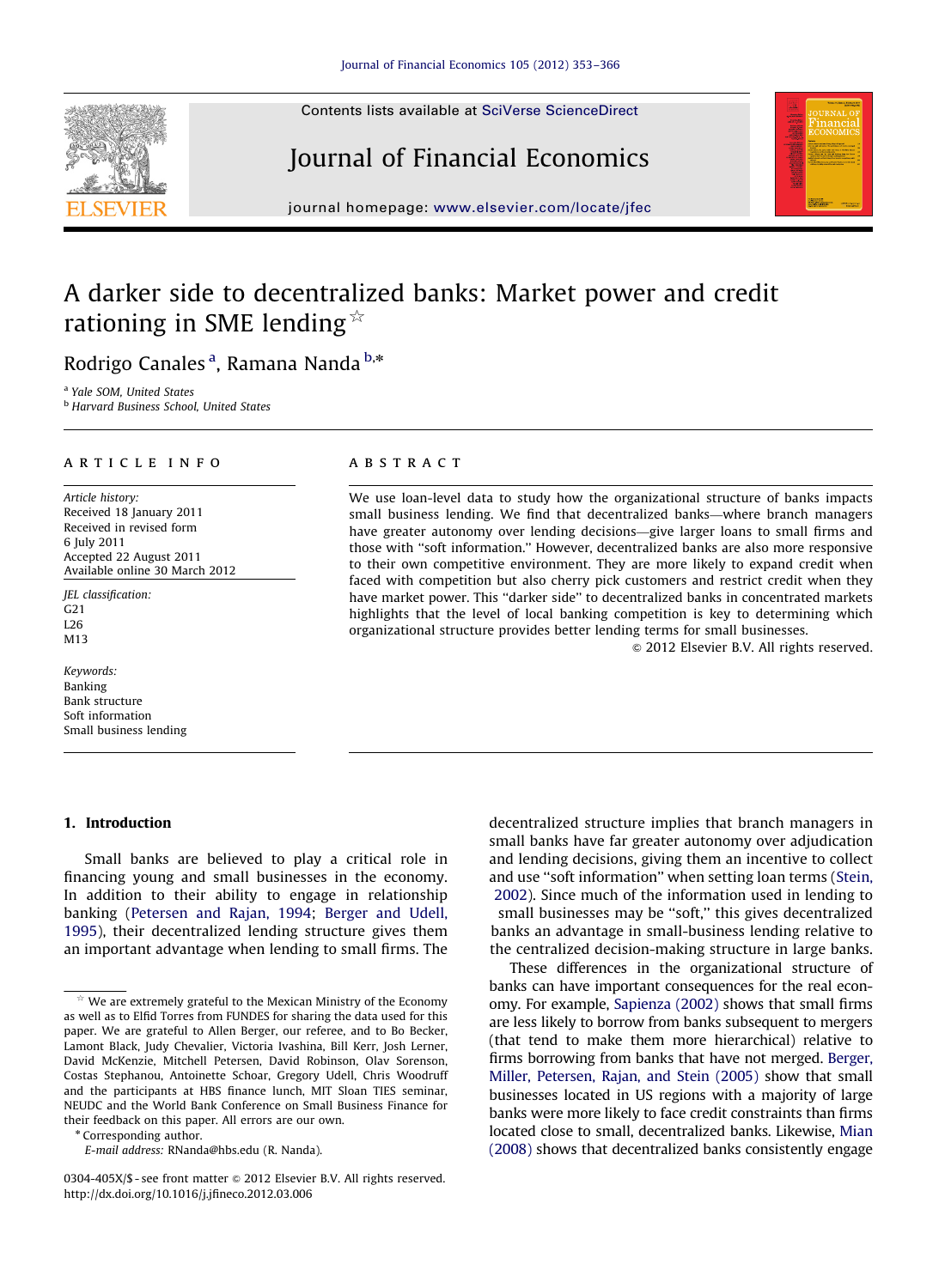# A darker side to decentralized banks: Market power and credit rationing in SME lending ☆

Rodrigo Canales [a], Ramana Nanda [b,*]

[a] Yale SOM, United States
[b] Harvard Business School, United States

## ARTICLE INFO

*Article history:*
Received 18 January 2011
Received in revised form
6 July 2011
Accepted 22 August 2011
Available online 30 March 2012

*JEL classification:*
G21
L26
M13

*Keywords:*
Banking
Bank structure
Soft information
Small business lending

## ABSTRACT

We use loan-level data to study how the organizational structure of banks impacts small business lending. We find that decentralized banks—where branch managers have greater autonomy over lending decisions—give larger loans to small firms and those with "soft information." However, decentralized banks are also more responsive to their own competitive environment. They are more likely to expand credit when faced with competition but also cherry pick customers and restrict credit when they have market power. This "darker side" to decentralized banks in concentrated markets highlights that the level of local banking competition is key to determining which organizational structure provides better lending terms for small businesses.

© 2012 Elsevier B.V. All rights reserved.

## 1. Introduction

Small banks are believed to play a critical role in financing young and small businesses in the economy. In addition to their ability to engage in relationship banking (Petersen and Rajan, 1994; Berger and Udell, 1995), their decentralized lending structure gives them an important advantage when lending to small firms. The decentralized structure implies that branch managers in small banks have far greater autonomy over adjudication and lending decisions, giving them an incentive to collect and use "soft information" when setting loan terms (Stein, 2002). Since much of the information used in lending to small businesses may be "soft," this gives decentralized banks an advantage in small-business lending relative to the centralized decision-making structure in large banks.

These differences in the organizational structure of banks can have important consequences for the real economy. For example, Sapienza (2002) shows that small firms are less likely to borrow from banks subsequent to mergers (that tend to make them more hierarchical) relative to firms borrowing from banks that have not merged. Berger, Miller, Petersen, Rajan, and Stein (2005) show that small businesses located in US regions with a majority of large banks were more likely to face credit constraints than firms located close to small, decentralized banks. Likewise, Mian (2008) shows that decentralized banks consistently engage

☆ We are extremely grateful to the Mexican Ministry of the Economy as well as to Elfid Torres from FUNDES for sharing the data used for this paper. We are grateful to Allen Berger, our referee, and to Bo Becker, Lamont Black, Judy Chevalier, Victoria Ivashina, Bill Kerr, Josh Lerner, David McKenzie, Mitchell Petersen, David Robinson, Olav Sorenson, Costas Stephanou, Antoinette Schoar, Gregory Udell, Chris Woodruff and the participants at HBS finance lunch, MIT Sloan TIES seminar, NEUDC and the World Bank Conference on Small Business Finance for their feedback on this paper. All errors are our own.

\* Corresponding author.
E-mail address: RNanda@hbs.edu (R. Nanda).

0304-405X/$ - see front matter © 2012 Elsevier B.V. All rights reserved.
http://dx.doi.org/10.1016/j.jfineco.2012.03.006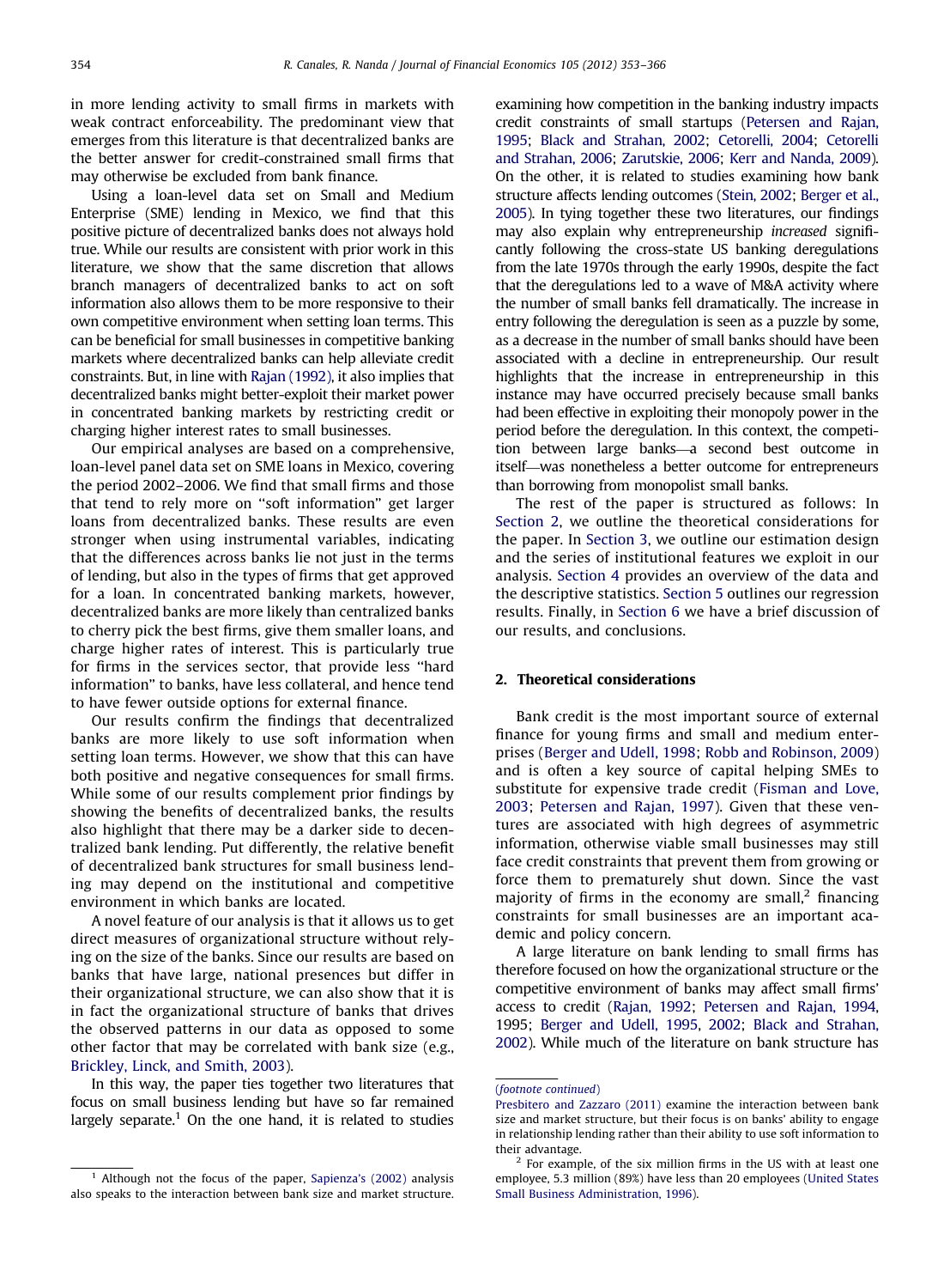in more lending activity to small firms in markets with weak contract enforceability. The predominant view that emerges from this literature is that decentralized banks are the better answer for credit-constrained small firms that may otherwise be excluded from bank finance.

Using a loan-level data set on Small and Medium Enterprise (SME) lending in Mexico, we find that this positive picture of decentralized banks does not always hold true. While our results are consistent with prior work in this literature, we show that the same discretion that allows branch managers of decentralized banks to act on soft information also allows them to be more responsive to their own competitive environment when setting loan terms. This can be beneficial for small businesses in competitive banking markets where decentralized banks can help alleviate credit constraints. But, in line with Rajan (1992), it also implies that decentralized banks might better-exploit their market power in concentrated banking markets by restricting credit or charging higher interest rates to small businesses.

Our empirical analyses are based on a comprehensive, loan-level panel data set on SME loans in Mexico, covering the period 2002–2006. We find that small firms and those that tend to rely more on ''soft information'' get larger loans from decentralized banks. These results are even stronger when using instrumental variables, indicating that the differences across banks lie not just in the terms of lending, but also in the types of firms that get approved for a loan. In concentrated banking markets, however, decentralized banks are more likely than centralized banks to cherry pick the best firms, give them smaller loans, and charge higher rates of interest. This is particularly true for firms in the services sector, that provide less ''hard information'' to banks, have less collateral, and hence tend to have fewer outside options for external finance.

Our results confirm the findings that decentralized banks are more likely to use soft information when setting loan terms. However, we show that this can have both positive and negative consequences for small firms. While some of our results complement prior findings by showing the benefits of decentralized banks, the results also highlight that there may be a darker side to decentralized bank lending. Put differently, the relative benefit of decentralized bank structures for small business lending may depend on the institutional and competitive environment in which banks are located.

A novel feature of our analysis is that it allows us to get direct measures of organizational structure without relying on the size of the banks. Since our results are based on banks that have large, national presences but differ in their organizational structure, we can also show that it is in fact the organizational structure of banks that drives the observed patterns in our data as opposed to some other factor that may be correlated with bank size (e.g., Brickley, Linck, and Smith, 2003).

In this way, the paper ties together two literatures that focus on small business lending but have so far remained largely separate.[1] On the one hand, it is related to studies examining how competition in the banking industry impacts credit constraints of small startups (Petersen and Rajan, 1995; Black and Strahan, 2002; Cetorelli, 2004; Cetorelli and Strahan, 2006; Zarutskie, 2006; Kerr and Nanda, 2009). On the other, it is related to studies examining how bank structure affects lending outcomes (Stein, 2002; Berger et al., 2005). In tying together these two literatures, our findings may also explain why entrepreneurship *increased* significantly following the cross-state US banking deregulations from the late 1970s through the early 1990s, despite the fact that the deregulations led to a wave of M&A activity where the number of small banks fell dramatically. The increase in entry following the deregulation is seen as a puzzle by some, as a decrease in the number of small banks should have been associated with a decline in entrepreneurship. Our result highlights that the increase in entrepreneurship in this instance may have occurred precisely because small banks had been effective in exploiting their monopoly power in the period before the deregulation. In this context, the competition between large banks—a second best outcome in itself—was nonetheless a better outcome for entrepreneurs than borrowing from monopolist small banks.

The rest of the paper is structured as follows: In Section 2, we outline the theoretical considerations for the paper. In Section 3, we outline our estimation design and the series of institutional features we exploit in our analysis. Section 4 provides an overview of the data and the descriptive statistics. Section 5 outlines our regression results. Finally, in Section 6 we have a brief discussion of our results, and conclusions.

## 2. Theoretical considerations

Bank credit is the most important source of external finance for young firms and small and medium enterprises (Berger and Udell, 1998; Robb and Robinson, 2009) and is often a key source of capital helping SMEs to substitute for expensive trade credit (Fisman and Love, 2003; Petersen and Rajan, 1997). Given that these ventures are associated with high degrees of asymmetric information, otherwise viable small businesses may still face credit constraints that prevent them from growing or force them to prematurely shut down. Since the vast majority of firms in the economy are small,[2] financing constraints for small businesses are an important academic and policy concern.

A large literature on bank lending to small firms has therefore focused on how the organizational structure or the competitive environment of banks may affect small firms' access to credit (Rajan, 1992; Petersen and Rajan, 1994, 1995; Berger and Udell, 1995, 2002; Black and Strahan, 2002). While much of the literature on bank structure has

---

[1] Although not the focus of the paper, Sapienza's (2002) analysis also speaks to the interaction between bank size and market structure. Presbitero and Zazzaro (2011) examine the interaction between bank size and market structure, but their focus is on banks' ability to engage in relationship lending rather than their ability to use soft information to their advantage.

[2] For example, of the six million firms in the US with at least one employee, 5.3 million (89%) have less than 20 employees (United States Small Business Administration, 1996).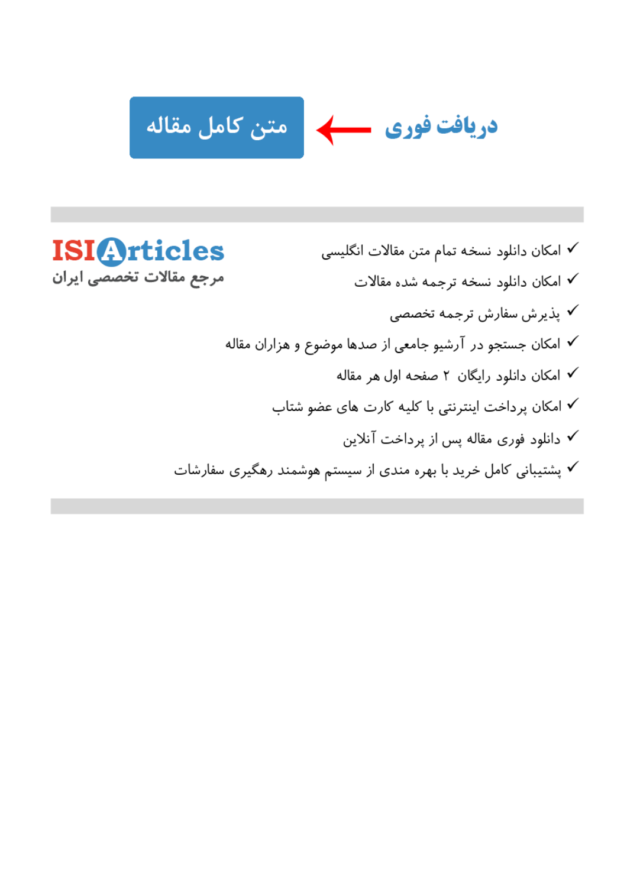دریافت فوری ← متن کامل مقاله

**ISIArticles**
مرجع مقالات تخصصی ایران

- ✓ امکان دانلود نسخه تمام متن مقالات انگلیسی
- ✓ امکان دانلود نسخه ترجمه شده مقالات
- ✓ پذیرش سفارش ترجمه تخصصی
- ✓ امکان جستجو در آرشیو جامعی از صدها موضوع و هزاران مقاله
- ✓ امکان دانلود رایگان ۲ صفحه اول هر مقاله
- ✓ امکان پرداخت اینترنتی با کلیه کارت های عضو شتاب
- ✓ دانلود فوری مقاله پس از پرداخت آنلاین
- ✓ پشتیبانی کامل خرید با بهره مندی از سیستم هوشمند رهگیری سفارشات